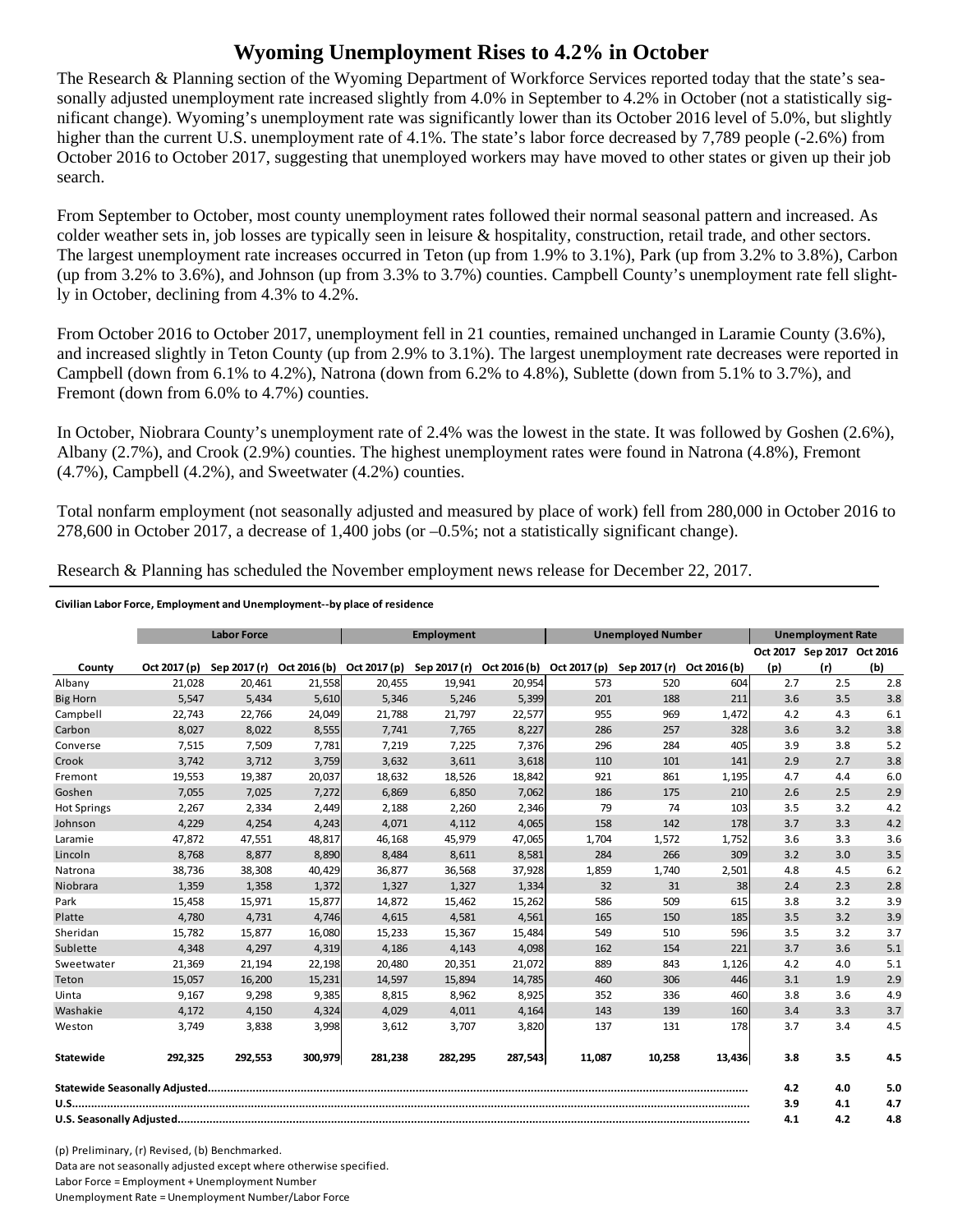# Wyoming Unemployment Rises to 4.2% in October

The Research & Planning section of the Wyoming Department of Workforce Services reported today that the state's seasonally adjusted unemployment rate increased slightly from 4.0% in September to 4.2% in October (not a statistically significant change). Wyoming's unemployment rate was significantly lower than its October 2016 level of 5.0%, but slightly higher than the current U.S. unemployment rate of 4.1%. The state's labor force decreased by 7,789 people (-2.6%) from October 2016 to October 2017, suggesting that unemployed workers may have moved to other states or given up their job search.

From September to October, most county unemployment rates followed their normal seasonal pattern and increased. As colder weather sets in, job losses are typically seen in leisure & hospitality, construction, retail trade, and other sectors. The largest unemployment rate increases occurred in Teton (up from 1.9% to 3.1%), Park (up from 3.2% to 3.8%), Carbon (up from 3.2% to 3.6%), and Johnson (up from 3.3% to 3.7%) counties. Campbell County's unemployment rate fell slightly in October, declining from 4.3% to 4.2%.

From October 2016 to October 2017, unemployment fell in 21 counties, remained unchanged in Laramie County (3.6%), and increased slightly in Teton County (up from 2.9% to 3.1%). The largest unemployment rate decreases were reported in Campbell (down from 6.1% to 4.2%), Natrona (down from 6.2% to 4.8%), Sublette (down from 5.1% to 3.7%), and Fremont (down from 6.0% to 4.7%) counties.

In October, Niobrara County's unemployment rate of 2.4% was the lowest in the state. It was followed by Goshen (2.6%), Albany (2.7%), and Crook (2.9%) counties. The highest unemployment rates were found in Natrona (4.8%), Fremont (4.7%), Campbell (4.2%), and Sweetwater (4.2%) counties.

Total nonfarm employment (not seasonally adjusted and measured by place of work) fell from 280,000 in October 2016 to 278,600 in October 2017, a decrease of 1,400 jobs (or –0.5%; not a statistically significant change).

Research & Planning has scheduled the November employment news release for December 22, 2017.

**Civilian Labor Force, Employment and Unemployment--by place of residence**

| | Labor Force | | | Employment | | | Unemployed Number | | | Unemployment Rate | | |
|---|---|---|---|---|---|---|---|---|---|---|---|---|
| County | Oct 2017 (p) | Sep 2017 (r) | Oct 2016 (b) | Oct 2017 (p) | Sep 2017 (r) | Oct 2016 (b) | Oct 2017 (p) | Sep 2017 (r) | Oct 2016 (b) | Oct 2017 (p) | Sep 2017 (r) | Oct 2016 (b) |
| Albany | 21,028 | 20,461 | 21,558 | 20,455 | 19,941 | 20,954 | 573 | 520 | 604 | 2.7 | 2.5 | 2.8 |
| Big Horn | 5,547 | 5,434 | 5,610 | 5,346 | 5,246 | 5,399 | 201 | 188 | 211 | 3.6 | 3.5 | 3.8 |
| Campbell | 22,743 | 22,766 | 24,049 | 21,788 | 21,797 | 22,577 | 955 | 969 | 1,472 | 4.2 | 4.3 | 6.1 |
| Carbon | 8,027 | 8,022 | 8,555 | 7,741 | 7,765 | 8,227 | 286 | 257 | 328 | 3.6 | 3.2 | 3.8 |
| Converse | 7,515 | 7,509 | 7,781 | 7,219 | 7,225 | 7,376 | 296 | 284 | 405 | 3.9 | 3.8 | 5.2 |
| Crook | 3,742 | 3,712 | 3,759 | 3,632 | 3,611 | 3,618 | 110 | 101 | 141 | 2.9 | 2.7 | 3.8 |
| Fremont | 19,553 | 19,387 | 20,037 | 18,632 | 18,526 | 18,842 | 921 | 861 | 1,195 | 4.7 | 4.4 | 6.0 |
| Goshen | 7,055 | 7,025 | 7,272 | 6,869 | 6,850 | 7,062 | 186 | 175 | 210 | 2.6 | 2.5 | 2.9 |
| Hot Springs | 2,267 | 2,334 | 2,449 | 2,188 | 2,260 | 2,346 | 79 | 74 | 103 | 3.5 | 3.2 | 4.2 |
| Johnson | 4,229 | 4,254 | 4,243 | 4,071 | 4,112 | 4,065 | 158 | 142 | 178 | 3.7 | 3.3 | 4.2 |
| Laramie | 47,872 | 47,551 | 48,817 | 46,168 | 45,979 | 47,065 | 1,704 | 1,572 | 1,752 | 3.6 | 3.3 | 3.6 |
| Lincoln | 8,768 | 8,877 | 8,890 | 8,484 | 8,611 | 8,581 | 284 | 266 | 309 | 3.2 | 3.0 | 3.5 |
| Natrona | 38,736 | 38,308 | 40,429 | 36,877 | 36,568 | 37,928 | 1,859 | 1,740 | 2,501 | 4.8 | 4.5 | 6.2 |
| Niobrara | 1,359 | 1,358 | 1,372 | 1,327 | 1,327 | 1,334 | 32 | 31 | 38 | 2.4 | 2.3 | 2.8 |
| Park | 15,458 | 15,971 | 15,877 | 14,872 | 15,462 | 15,262 | 586 | 509 | 615 | 3.8 | 3.2 | 3.9 |
| Platte | 4,780 | 4,731 | 4,746 | 4,615 | 4,581 | 4,561 | 165 | 150 | 185 | 3.5 | 3.2 | 3.9 |
| Sheridan | 15,782 | 15,877 | 16,080 | 15,233 | 15,367 | 15,484 | 549 | 510 | 596 | 3.5 | 3.2 | 3.7 |
| Sublette | 4,348 | 4,297 | 4,319 | 4,186 | 4,143 | 4,098 | 162 | 154 | 221 | 3.7 | 3.6 | 5.1 |
| Sweetwater | 21,369 | 21,194 | 22,198 | 20,480 | 20,351 | 21,072 | 889 | 843 | 1,126 | 4.2 | 4.0 | 5.1 |
| Teton | 15,057 | 16,200 | 15,231 | 14,597 | 15,894 | 14,785 | 460 | 306 | 446 | 3.1 | 1.9 | 2.9 |
| Uinta | 9,167 | 9,298 | 9,385 | 8,815 | 8,962 | 8,925 | 352 | 336 | 460 | 3.8 | 3.6 | 4.9 |
| Washakie | 4,172 | 4,150 | 4,324 | 4,029 | 4,011 | 4,164 | 143 | 139 | 160 | 3.4 | 3.3 | 3.7 |
| Weston | 3,749 | 3,838 | 3,998 | 3,612 | 3,707 | 3,820 | 137 | 131 | 178 | 3.7 | 3.4 | 4.5 |
| **Statewide** | **292,325** | **292,553** | **300,979** | **281,238** | **282,295** | **287,543** | **11,087** | **10,258** | **13,436** | **3.8** | **3.5** | **4.5** |
| **Statewide Seasonally Adjusted** | | | | | | | | | | **4.2** | **4.0** | **5.0** |
| **U.S.** | | | | | | | | | | **3.9** | **4.1** | **4.7** |
| **U.S. Seasonally Adjusted** | | | | | | | | | | **4.1** | **4.2** | **4.8** |

(p) Preliminary, (r) Revised, (b) Benchmarked.

Data are not seasonally adjusted except where otherwise specified.

Labor Force = Employment + Unemployment Number

Unemployment Rate = Unemployment Number/Labor Force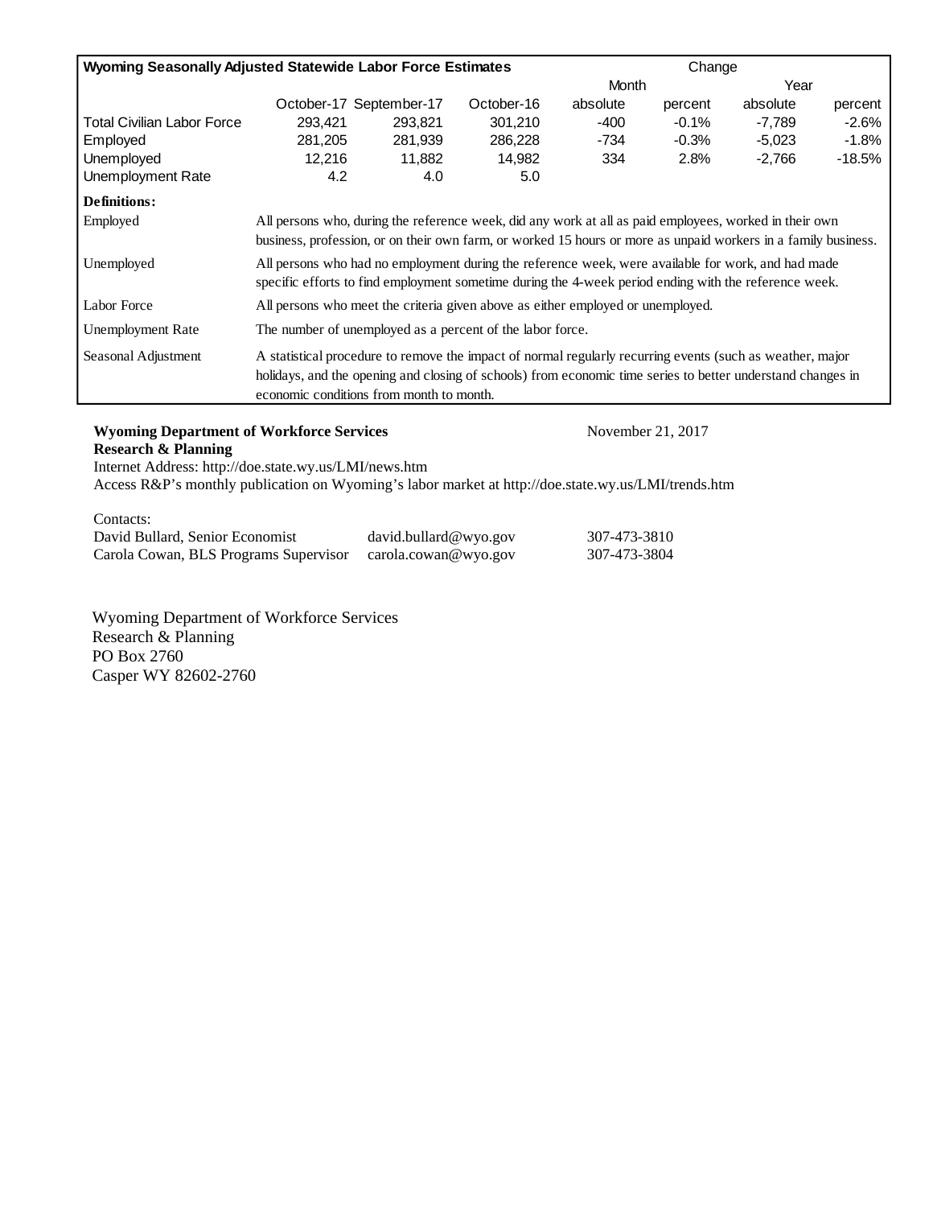| Wyoming Seasonally Adjusted Statewide Labor Force Estimates | | | | Change | | | |
|---|---|---|---|---|---|---|---|
| | | | | Month | | Year | |
| | October-17 | September-17 | October-16 | absolute | percent | absolute | percent |
| Total Civilian Labor Force | 293,421 | 293,821 | 301,210 | -400 | -0.1% | -7,789 | -2.6% |
| Employed | 281,205 | 281,939 | 286,228 | -734 | -0.3% | -5,023 | -1.8% |
| Unemployed | 12,216 | 11,882 | 14,982 | 334 | 2.8% | -2,766 | -18.5% |
| Unemployment Rate | 4.2 | 4.0 | 5.0 | | | | |

**Definitions:**

| | |
|---|---|
| Employed | All persons who, during the reference week, did any work at all as paid employees, worked in their own business, profession, or on their own farm, or worked 15 hours or more as unpaid workers in a family business. |
| Unemployed | All persons who had no employment during the reference week, were available for work, and had made specific efforts to find employment sometime during the 4-week period ending with the reference week. |
| Labor Force | All persons who meet the criteria given above as either employed or unemployed. |
| Unemployment Rate | The number of unemployed as a percent of the labor force. |
| Seasonal Adjustment | A statistical procedure to remove the impact of normal regularly recurring events (such as weather, major holidays, and the opening and closing of schools) from economic time series to better understand changes in economic conditions from month to month. |

**Wyoming Department of Workforce Services**
**Research & Planning**

November 21, 2017

Internet Address: http://doe.state.wy.us/LMI/news.htm
Access R&P's monthly publication on Wyoming's labor market at http://doe.state.wy.us/LMI/trends.htm

Contacts:

| | | |
|---|---|---|
| David Bullard, Senior Economist | david.bullard@wyo.gov | 307-473-3810 |
| Carola Cowan, BLS Programs Supervisor | carola.cowan@wyo.gov | 307-473-3804 |

Wyoming Department of Workforce Services
Research & Planning
PO Box 2760
Casper WY 82602-2760